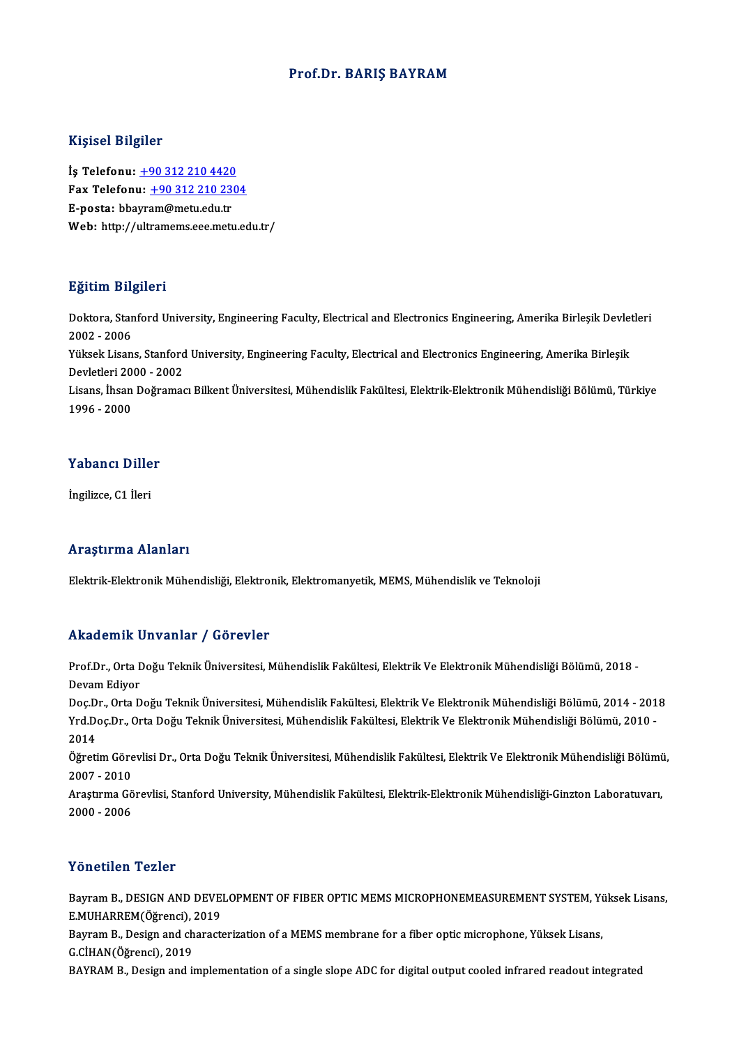# Prof.Dr. BARIŞ BAYRAM

## Kişisel Bilgiler

**İş Telefonu:** +90 312 210 4420
**Fax Telefonu:** +90 312 210 2304
**E-posta:** bbayram@metu.edu.tr
**Web:** http://ultramems.eee.metu.edu.tr/

## Eğitim Bilgileri

Doktora, Stanford University, Engineering Faculty, Electrical and Electronics Engineering, Amerika Birleşik Devletleri 2002 - 2006

Yüksek Lisans, Stanford University, Engineering Faculty, Electrical and Electronics Engineering, Amerika Birleşik Devletleri 2000 - 2002

Lisans, İhsan Doğramacı Bilkent Üniversitesi, Mühendislik Fakültesi, Elektrik-Elektronik Mühendisliği Bölümü, Türkiye 1996 - 2000

## Yabancı Diller

İngilizce, C1 İleri

## Araştırma Alanları

Elektrik-Elektronik Mühendisliği, Elektronik, Elektromanyetik, MEMS, Mühendislik ve Teknoloji

## Akademik Unvanlar / Görevler

Prof.Dr., Orta Doğu Teknik Üniversitesi, Mühendislik Fakültesi, Elektrik Ve Elektronik Mühendisliği Bölümü, 2018 - Devam Ediyor

Doç.Dr., Orta Doğu Teknik Üniversitesi, Mühendislik Fakültesi, Elektrik Ve Elektronik Mühendisliği Bölümü, 2014 - 2018

Yrd.Doç.Dr., Orta Doğu Teknik Üniversitesi, Mühendislik Fakültesi, Elektrik Ve Elektronik Mühendisliği Bölümü, 2010 - 2014

Öğretim Görevlisi Dr., Orta Doğu Teknik Üniversitesi, Mühendislik Fakültesi, Elektrik Ve Elektronik Mühendisliği Bölümü, 2007 - 2010

Araştırma Görevlisi, Stanford University, Mühendislik Fakültesi, Elektrik-Elektronik Mühendisliği-Ginzton Laboratuvarı, 2000 - 2006

## Yönetilen Tezler

Bayram B., DESIGN AND DEVELOPMENT OF FIBER OPTIC MEMS MICROPHONEMEASUREMENT SYSTEM, Yüksek Lisans, E.MUHARREM(Öğrenci), 2019

Bayram B., Design and characterization of a MEMS membrane for a fiber optic microphone, Yüksek Lisans, G.CİHAN(Öğrenci), 2019

BAYRAM B., Design and implementation of a single slope ADC for digital output cooled infrared readout integrated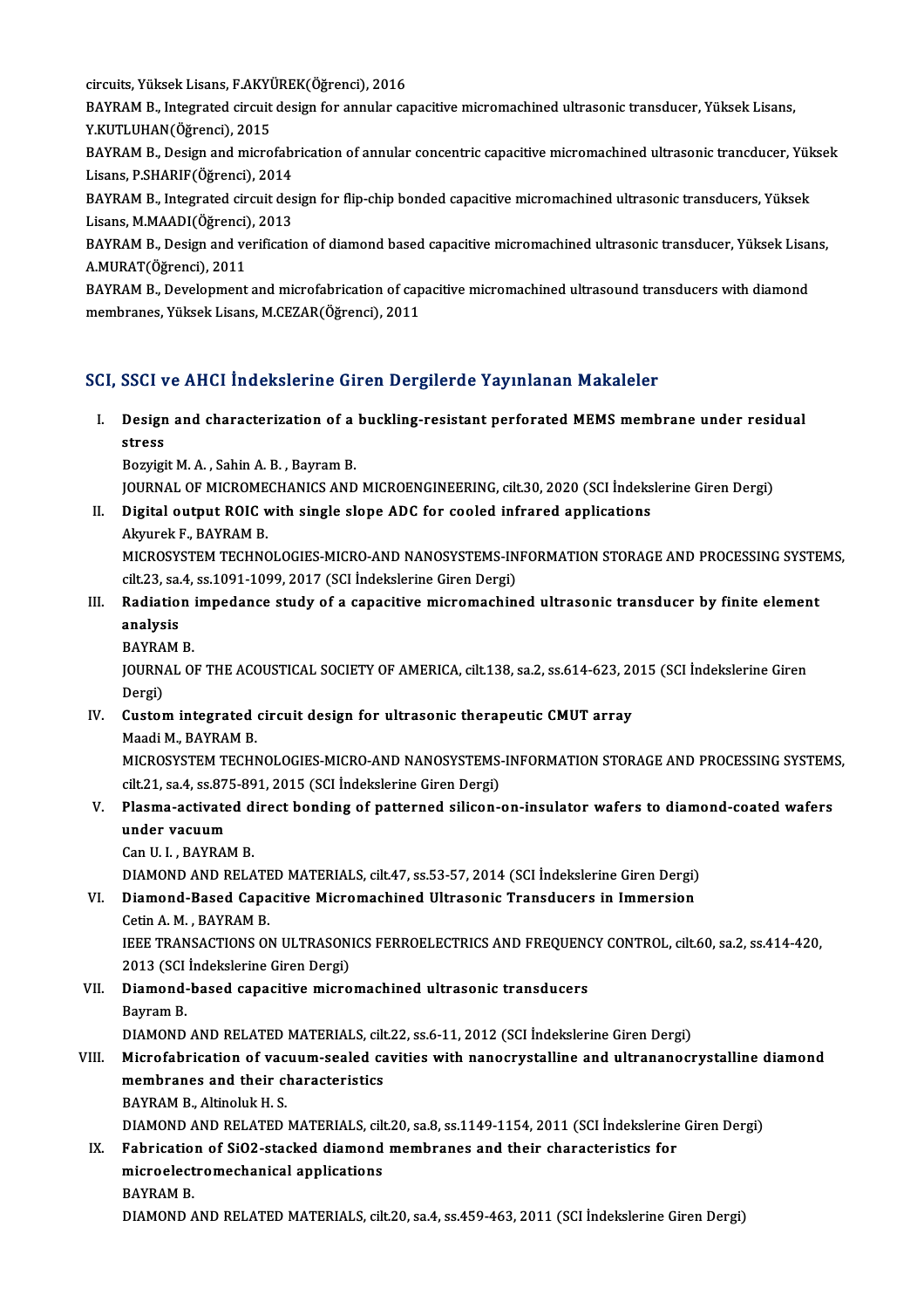circuits, Yüksek Lisans, F.AKYÜREK(Öğrenci), 2016

BAYRAM B., Integrated circuit design for annular capacitive micromachined ultrasonic transducer, Yüksek Lisans, Y.KUTLUHAN(Öğrenci), 2015

BAYRAM B., Design and microfabrication of annular concentric capacitive micromachined ultrasonic trancducer, Yüksek Lisans, P.SHARIF(Öğrenci), 2014

BAYRAM B., Integrated circuit design for flip-chip bonded capacitive micromachined ultrasonic transducers, Yüksek Lisans, M.MAADI(Öğrenci), 2013

BAYRAM B., Design and verification of diamond based capacitive micromachined ultrasonic transducer, Yüksek Lisans, A.MURAT(Öğrenci), 2011

BAYRAM B., Development and microfabrication of capacitive micromachined ultrasound transducers with diamond membranes, Yüksek Lisans, M.CEZAR(Öğrenci), 2011

## SCI, SSCI ve AHCI İndekslerine Giren Dergilerde Yayınlanan Makaleler

I. **Design and characterization of a buckling-resistant perforated MEMS membrane under residual stress**
Bozyigit M. A. , Sahin A. B. , Bayram B.
JOURNAL OF MICROMECHANICS AND MICROENGINEERING, cilt.30, 2020 (SCI İndekslerine Giren Dergi)

II. **Digital output ROIC with single slope ADC for cooled infrared applications**
Akyurek F., BAYRAM B.
MICROSYSTEM TECHNOLOGIES-MICRO-AND NANOSYSTEMS-INFORMATION STORAGE AND PROCESSING SYSTEMS, cilt.23, sa.4, ss.1091-1099, 2017 (SCI İndekslerine Giren Dergi)

III. **Radiation impedance study of a capacitive micromachined ultrasonic transducer by finite element analysis**
BAYRAM B.
JOURNAL OF THE ACOUSTICAL SOCIETY OF AMERICA, cilt.138, sa.2, ss.614-623, 2015 (SCI İndekslerine Giren Dergi)

IV. **Custom integrated circuit design for ultrasonic therapeutic CMUT array**
Maadi M., BAYRAM B.
MICROSYSTEM TECHNOLOGIES-MICRO-AND NANOSYSTEMS-INFORMATION STORAGE AND PROCESSING SYSTEMS, cilt.21, sa.4, ss.875-891, 2015 (SCI İndekslerine Giren Dergi)

V. **Plasma-activated direct bonding of patterned silicon-on-insulator wafers to diamond-coated wafers under vacuum**
Can U. I. , BAYRAM B.
DIAMOND AND RELATED MATERIALS, cilt.47, ss.53-57, 2014 (SCI İndekslerine Giren Dergi)

VI. **Diamond-Based Capacitive Micromachined Ultrasonic Transducers in Immersion**
Cetin A. M. , BAYRAM B.
IEEE TRANSACTIONS ON ULTRASONICS FERROELECTRICS AND FREQUENCY CONTROL, cilt.60, sa.2, ss.414-420, 2013 (SCI İndekslerine Giren Dergi)

VII. **Diamond-based capacitive micromachined ultrasonic transducers**
Bayram B.
DIAMOND AND RELATED MATERIALS, cilt.22, ss.6-11, 2012 (SCI İndekslerine Giren Dergi)

VIII. **Microfabrication of vacuum-sealed cavities with nanocrystalline and ultrananocrystalline diamond membranes and their characteristics**
BAYRAM B., Altinoluk H. S.
DIAMOND AND RELATED MATERIALS, cilt.20, sa.8, ss.1149-1154, 2011 (SCI İndekslerine Giren Dergi)

IX. **Fabrication of $SiO_2$-stacked diamond membranes and their characteristics for microelectromechanical applications**
BAYRAM B.
DIAMOND AND RELATED MATERIALS, cilt.20, sa.4, ss.459-463, 2011 (SCI İndekslerine Giren Dergi)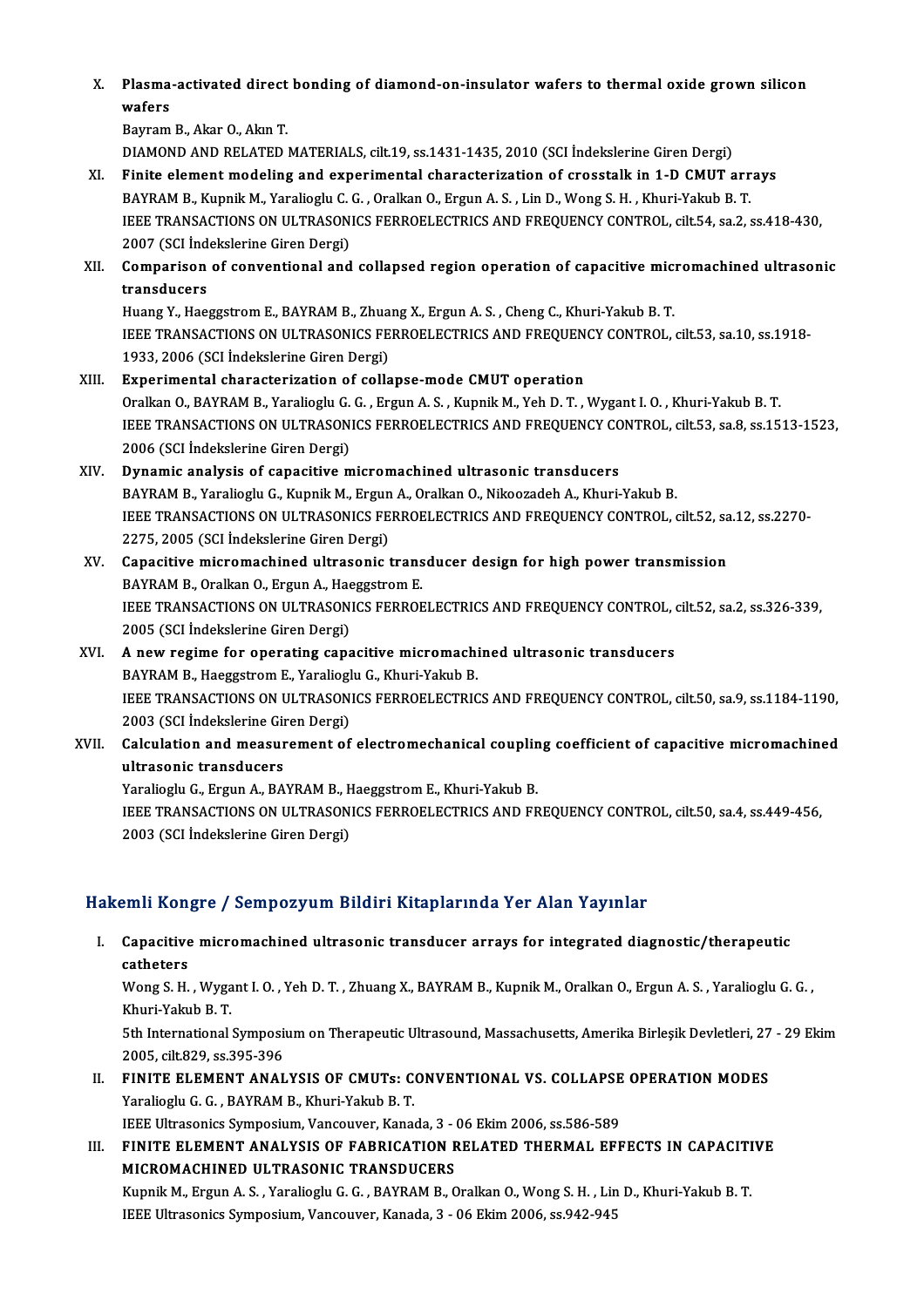X. **Plasma-activated direct bonding of diamond-on-insulator wafers to thermal oxide grown silicon wafers**
Bayram B., Akar O., Akın T.
DIAMOND AND RELATED MATERIALS, cilt.19, ss.1431-1435, 2010 (SCI İndekslerine Giren Dergi)

XI. **Finite element modeling and experimental characterization of crosstalk in 1-D CMUT arrays**
BAYRAM B., Kupnik M., Yaralioglu C. G. , Oralkan O., Ergun A. S. , Lin D., Wong S. H. , Khuri-Yakub B. T.
IEEE TRANSACTIONS ON ULTRASONICS FERROELECTRICS AND FREQUENCY CONTROL, cilt.54, sa.2, ss.418-430, 2007 (SCI İndekslerine Giren Dergi)

XII. **Comparison of conventional and collapsed region operation of capacitive micromachined ultrasonic transducers**
Huang Y., Haeggstrom E., BAYRAM B., Zhuang X., Ergun A. S. , Cheng C., Khuri-Yakub B. T.
IEEE TRANSACTIONS ON ULTRASONICS FERROELECTRICS AND FREQUENCY CONTROL, cilt.53, sa.10, ss.1918-1933, 2006 (SCI İndekslerine Giren Dergi)

XIII. **Experimental characterization of collapse-mode CMUT operation**
Oralkan O., BAYRAM B., Yaralioglu G. G. , Ergun A. S. , Kupnik M., Yeh D. T. , Wygant I. O. , Khuri-Yakub B. T.
IEEE TRANSACTIONS ON ULTRASONICS FERROELECTRICS AND FREQUENCY CONTROL, cilt.53, sa.8, ss.1513-1523, 2006 (SCI İndekslerine Giren Dergi)

XIV. **Dynamic analysis of capacitive micromachined ultrasonic transducers**
BAYRAM B., Yaralioglu G., Kupnik M., Ergun A., Oralkan O., Nikoozadeh A., Khuri-Yakub B.
IEEE TRANSACTIONS ON ULTRASONICS FERROELECTRICS AND FREQUENCY CONTROL, cilt.52, sa.12, ss.2270-2275, 2005 (SCI İndekslerine Giren Dergi)

XV. **Capacitive micromachined ultrasonic transducer design for high power transmission**
BAYRAM B., Oralkan O., Ergun A., Haeggstrom E.
IEEE TRANSACTIONS ON ULTRASONICS FERROELECTRICS AND FREQUENCY CONTROL, cilt.52, sa.2, ss.326-339, 2005 (SCI İndekslerine Giren Dergi)

XVI. **A new regime for operating capacitive micromachined ultrasonic transducers**
BAYRAM B., Haeggstrom E., Yaralioglu G., Khuri-Yakub B.
IEEE TRANSACTIONS ON ULTRASONICS FERROELECTRICS AND FREQUENCY CONTROL, cilt.50, sa.9, ss.1184-1190, 2003 (SCI İndekslerine Giren Dergi)

XVII. **Calculation and measurement of electromechanical coupling coefficient of capacitive micromachined ultrasonic transducers**
Yaralioglu G., Ergun A., BAYRAM B., Haeggstrom E., Khuri-Yakub B.
IEEE TRANSACTIONS ON ULTRASONICS FERROELECTRICS AND FREQUENCY CONTROL, cilt.50, sa.4, ss.449-456, 2003 (SCI İndekslerine Giren Dergi)

## Hakemli Kongre / Sempozyum Bildiri Kitaplarında Yer Alan Yayınlar

I. **Capacitive micromachined ultrasonic transducer arrays for integrated diagnostic/therapeutic catheters**
Wong S. H. , Wygant I. O. , Yeh D. T. , Zhuang X., BAYRAM B., Kupnik M., Oralkan O., Ergun A. S. , Yaralioglu G. G. , Khuri-Yakub B. T.
5th International Symposium on Therapeutic Ultrasound, Massachusetts, Amerika Birleşik Devletleri, 27 - 29 Ekim 2005, cilt.829, ss.395-396

II. **FINITE ELEMENT ANALYSIS OF CMUTs: CONVENTIONAL VS. COLLAPSE OPERATION MODES**
Yaralioglu G. G. , BAYRAM B., Khuri-Yakub B. T.
IEEE Ultrasonics Symposium, Vancouver, Kanada, 3 - 06 Ekim 2006, ss.586-589

III. **FINITE ELEMENT ANALYSIS OF FABRICATION RELATED THERMAL EFFECTS IN CAPACITIVE MICROMACHINED ULTRASONIC TRANSDUCERS**
Kupnik M., Ergun A. S. , Yaralioglu G. G. , BAYRAM B., Oralkan O., Wong S. H. , Lin D., Khuri-Yakub B. T.
IEEE Ultrasonics Symposium, Vancouver, Kanada, 3 - 06 Ekim 2006, ss.942-945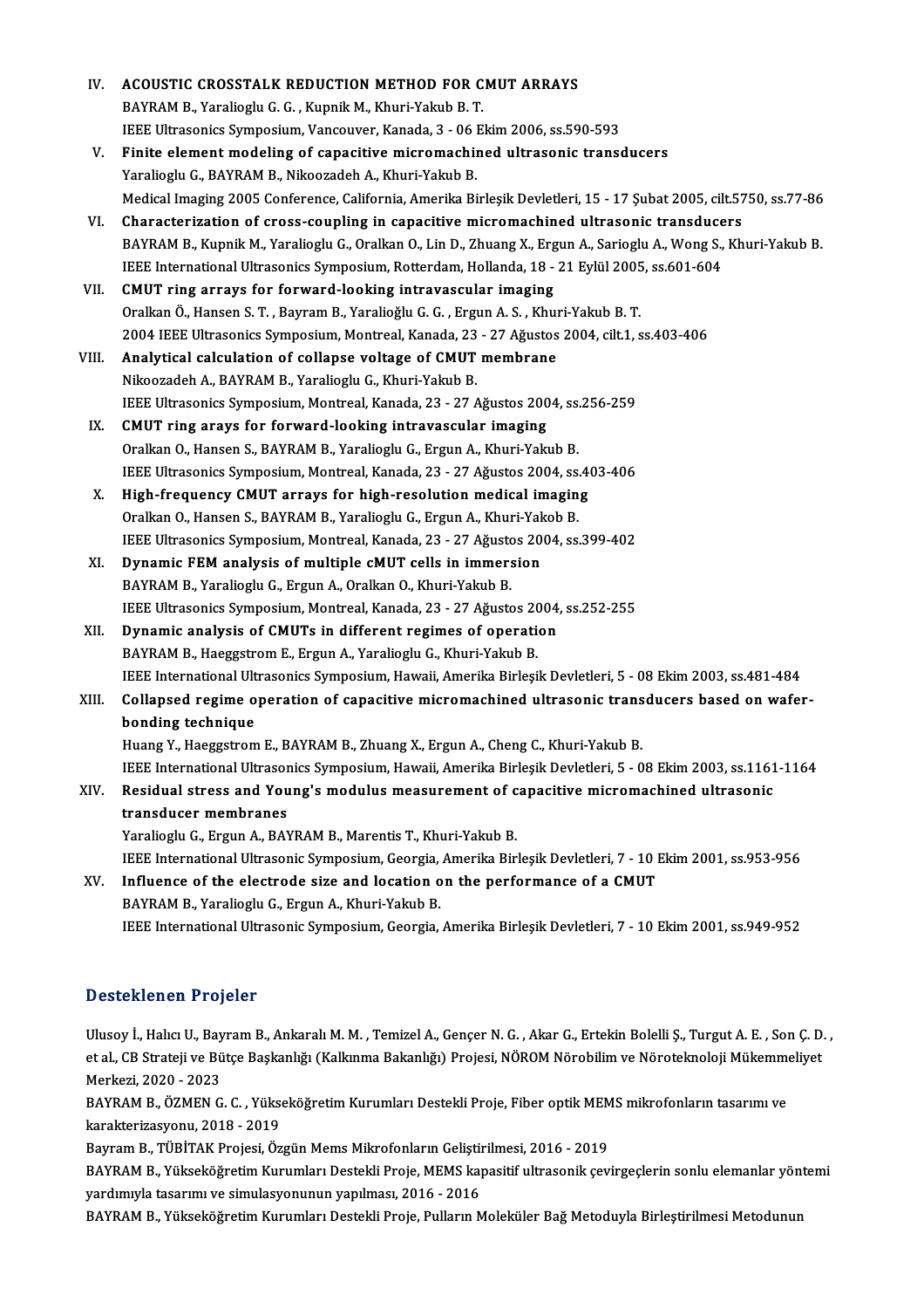IV. **ACOUSTIC CROSSTALK REDUCTION METHOD FOR CMUT ARRAYS**
BAYRAM B., Yaralioglu G. G. , Kupnik M., Khuri-Yakub B. T.
IEEE Ultrasonics Symposium, Vancouver, Kanada, 3 - 06 Ekim 2006, ss.590-593

V. **Finite element modeling of capacitive micromachined ultrasonic transducers**
Yaralioglu G., BAYRAM B., Nikoozadeh A., Khuri-Yakub B.
Medical Imaging 2005 Conference, California, Amerika Birleşik Devletleri, 15 - 17 Şubat 2005, cilt.5750, ss.77-86

VI. **Characterization of cross-coupling in capacitive micromachined ultrasonic transducers**
BAYRAM B., Kupnik M., Yaralioglu G., Oralkan O., Lin D., Zhuang X., Ergun A., Sarioglu A., Wong S., Khuri-Yakub B.
IEEE International Ultrasonics Symposium, Rotterdam, Hollanda, 18 - 21 Eylül 2005, ss.601-604

VII. **CMUT ring arrays for forward-looking intravascular imaging**
Oralkan Ö., Hansen S. T. , Bayram B., Yaralioğlu G. G. , Ergun A. S. , Khuri-Yakub B. T.
2004 IEEE Ultrasonics Symposium, Montreal, Kanada, 23 - 27 Ağustos 2004, cilt.1, ss.403-406

VIII. **Analytical calculation of collapse voltage of CMUT membrane**
Nikoozadeh A., BAYRAM B., Yaralioglu G., Khuri-Yakub B.
IEEE Ultrasonics Symposium, Montreal, Kanada, 23 - 27 Ağustos 2004, ss.256-259

IX. **CMUT ring arays for forward-looking intravascular imaging**
Oralkan O., Hansen S., BAYRAM B., Yaralioglu G., Ergun A., Khuri-Yakub B.
IEEE Ultrasonics Symposium, Montreal, Kanada, 23 - 27 Ağustos 2004, ss.403-406

X. **High-frequency CMUT arrays for high-resolution medical imaging**
Oralkan O., Hansen S., BAYRAM B., Yaralioglu G., Ergun A., Khuri-Yakob B.
IEEE Ultrasonics Symposium, Montreal, Kanada, 23 - 27 Ağustos 2004, ss.399-402

XI. **Dynamic FEM analysis of multiple cMUT cells in immersion**
BAYRAM B., Yaralioglu G., Ergun A., Oralkan O., Khuri-Yakub B.
IEEE Ultrasonics Symposium, Montreal, Kanada, 23 - 27 Ağustos 2004, ss.252-255

XII. **Dynamic analysis of CMUTs in different regimes of operation**
BAYRAM B., Haeggstrom E., Ergun A., Yaralioglu G., Khuri-Yakub B.
IEEE International Ultrasonics Symposium, Hawaii, Amerika Birleşik Devletleri, 5 - 08 Ekim 2003, ss.481-484

XIII. **Collapsed regime operation of capacitive micromachined ultrasonic transducers based on wafer-bonding technique**
Huang Y., Haeggstrom E., BAYRAM B., Zhuang X., Ergun A., Cheng C., Khuri-Yakub B.
IEEE International Ultrasonics Symposium, Hawaii, Amerika Birleşik Devletleri, 5 - 08 Ekim 2003, ss.1161-1164

XIV. **Residual stress and Young's modulus measurement of capacitive micromachined ultrasonic transducer membranes**
Yaralioglu G., Ergun A., BAYRAM B., Marentis T., Khuri-Yakub B.
IEEE International Ultrasonic Symposium, Georgia, Amerika Birleşik Devletleri, 7 - 10 Ekim 2001, ss.953-956

XV. **Influence of the electrode size and location on the performance of a CMUT**
BAYRAM B., Yaralioglu G., Ergun A., Khuri-Yakub B.
IEEE International Ultrasonic Symposium, Georgia, Amerika Birleşik Devletleri, 7 - 10 Ekim 2001, ss.949-952

## Desteklenen Projeler

Ulusoy İ., Halıcı U., Bayram B., Ankaralı M. M. , Temizel A., Gençer N. G. , Akar G., Ertekin Bolelli Ş., Turgut A. E. , Son Ç. D. , et al., CB Strateji ve Bütçe Başkanlığı (Kalkınma Bakanlığı) Projesi, NÖROM Nörobilim ve Nöroteknoloji Mükemmeliyet Merkezi, 2020 - 2023

BAYRAM B., ÖZMEN G. C. , Yükseköğretim Kurumları Destekli Proje, Fiber optik MEMS mikrofonların tasarımı ve karakterizasyonu, 2018 - 2019

Bayram B., TÜBİTAK Projesi, Özgün Mems Mikrofonların Geliştirilmesi, 2016 - 2019

BAYRAM B., Yükseköğretim Kurumları Destekli Proje, MEMS kapasitif ultrasonik çevirgeçlerin sonlu elemanlar yöntemi yardımıyla tasarımı ve simulasyonunun yapılması, 2016 - 2016

BAYRAM B., Yükseköğretim Kurumları Destekli Proje, Pulların Moleküler Bağ Metoduyla Birleştirilmesi Metodunun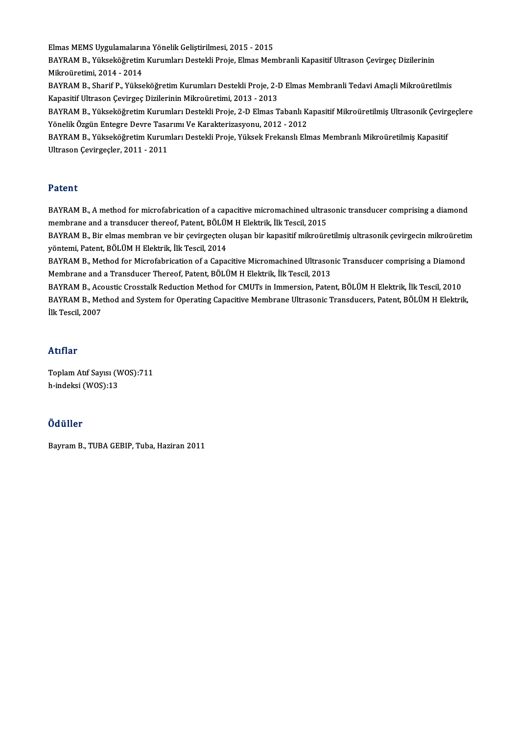Elmas MEMS Uygulamalarına Yönelik Geliştirilmesi, 2015 - 2015

BAYRAM B., Yükseköğretim Kurumları Destekli Proje, Elmas Membranli Kapasitif Ultrason Çevirgeç Dizilerinin Mikroüretimi, 2014 - 2014

BAYRAM B., Sharif P., Yükseköğretim Kurumları Destekli Proje, 2-D Elmas Membranli Tedavi Amaçli Mikroüretilmis Kapasitif Ultrason Çevirgeç Dizilerinin Mikroüretimi, 2013 - 2013

BAYRAM B., Yükseköğretim Kurumları Destekli Proje, 2-D Elmas Tabanlı Kapasitif Mikroüretilmiş Ultrasonik Çevirgeçlere Yönelik Özgün Entegre Devre Tasarımı Ve Karakterizasyonu, 2012 - 2012

BAYRAM B., Yükseköğretim Kurumları Destekli Proje, Yüksek Frekanslı Elmas Membranlı Mikroüretilmiş Kapasitif Ultrason Çevirgeçler, 2011 - 2011

## Patent

BAYRAM B., A method for microfabrication of a capacitive micromachined ultrasonic transducer comprising a diamond membrane and a transducer thereof, Patent, BÖLÜM H Elektrik, İlk Tescil, 2015

BAYRAM B., Bir elmas membran ve bir çevirgeçten oluşan bir kapasitif mikroüretilmiş ultrasonik çevirgecin mikroüretim yöntemi, Patent, BÖLÜM H Elektrik, İlk Tescil, 2014

BAYRAM B., Method for Microfabrication of a Capacitive Micromachined Ultrasonic Transducer comprising a Diamond Membrane and a Transducer Thereof, Patent, BÖLÜM H Elektrik, İlk Tescil, 2013

BAYRAM B., Acoustic Crosstalk Reduction Method for CMUTs in Immersion, Patent, BÖLÜM H Elektrik, İlk Tescil, 2010

BAYRAM B., Method and System for Operating Capacitive Membrane Ultrasonic Transducers, Patent, BÖLÜM H Elektrik, İlk Tescil, 2007

## Atıflar

Toplam Atıf Sayısı (WOS):711

h-indeksi (WOS):13

## Ödüller

Bayram B., TUBA GEBIP, Tuba, Haziran 2011